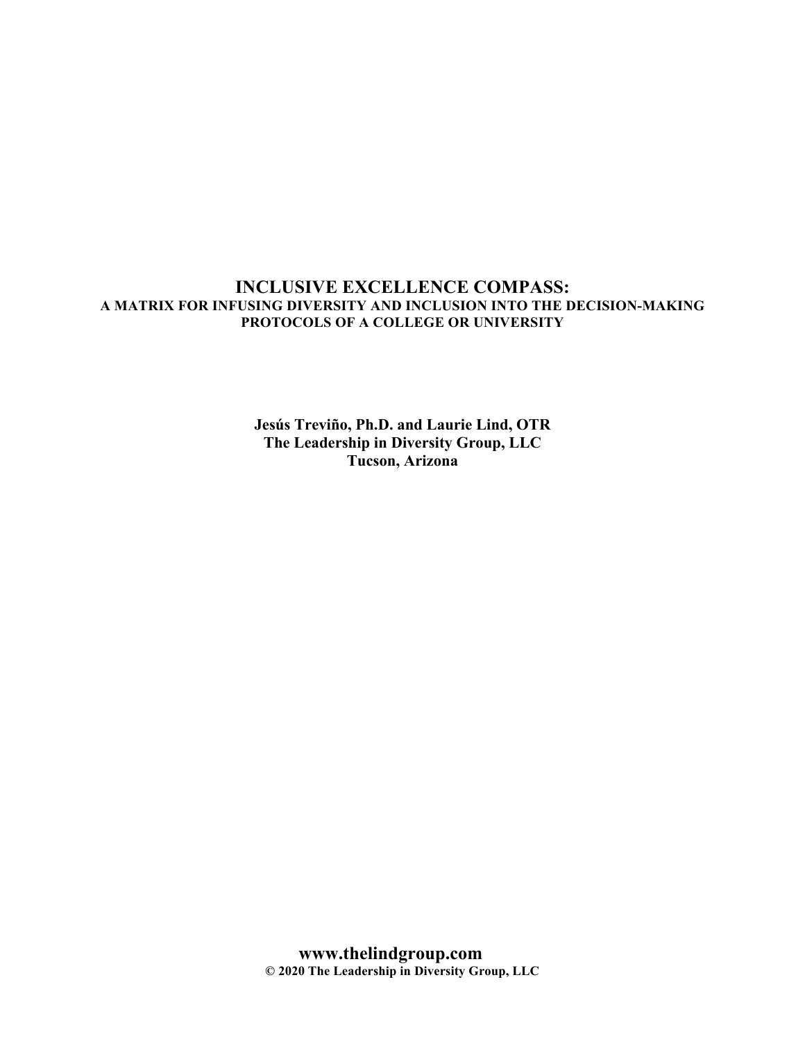# INCLUSIVE EXCELLENCE COMPASS:

## A MATRIX FOR INFUSING DIVERSITY AND INCLUSION INTO THE DECISION-MAKING PROTOCOLS OF A COLLEGE OR UNIVERSITY

**Jesús Treviño, Ph.D. and Laurie Lind, OTR**
**The Leadership in Diversity Group, LLC**
**Tucson, Arizona**

**www.thelindgroup.com**
**© 2020 The Leadership in Diversity Group, LLC**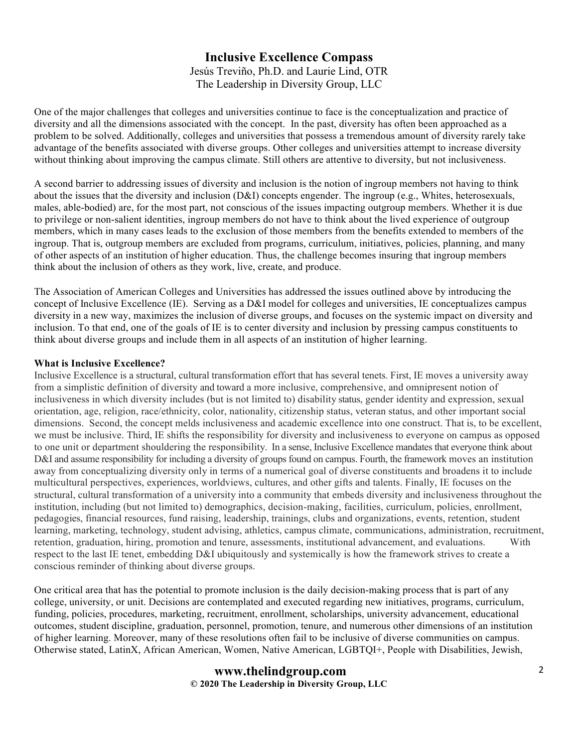# Inclusive Excellence Compass

Jesús Treviño, Ph.D. and Laurie Lind, OTR
The Leadership in Diversity Group, LLC

One of the major challenges that colleges and universities continue to face is the conceptualization and practice of diversity and all the dimensions associated with the concept. In the past, diversity has often been approached as a problem to be solved. Additionally, colleges and universities that possess a tremendous amount of diversity rarely take advantage of the benefits associated with diverse groups. Other colleges and universities attempt to increase diversity without thinking about improving the campus climate. Still others are attentive to diversity, but not inclusiveness.

A second barrier to addressing issues of diversity and inclusion is the notion of ingroup members not having to think about the issues that the diversity and inclusion (D&I) concepts engender. The ingroup (e.g., Whites, heterosexuals, males, able-bodied) are, for the most part, not conscious of the issues impacting outgroup members. Whether it is due to privilege or non-salient identities, ingroup members do not have to think about the lived experience of outgroup members, which in many cases leads to the exclusion of those members from the benefits extended to members of the ingroup. That is, outgroup members are excluded from programs, curriculum, initiatives, policies, planning, and many of other aspects of an institution of higher education. Thus, the challenge becomes insuring that ingroup members think about the inclusion of others as they work, live, create, and produce.

The Association of American Colleges and Universities has addressed the issues outlined above by introducing the concept of Inclusive Excellence (IE). Serving as a D&I model for colleges and universities, IE conceptualizes campus diversity in a new way, maximizes the inclusion of diverse groups, and focuses on the systemic impact on diversity and inclusion. To that end, one of the goals of IE is to center diversity and inclusion by pressing campus constituents to think about diverse groups and include them in all aspects of an institution of higher learning.

**What is Inclusive Excellence?**

Inclusive Excellence is a structural, cultural transformation effort that has several tenets. First, IE moves a university away from a simplistic definition of diversity and toward a more inclusive, comprehensive, and omnipresent notion of inclusiveness in which diversity includes (but is not limited to) disability status, gender identity and expression, sexual orientation, age, religion, race/ethnicity, color, nationality, citizenship status, veteran status, and other important social dimensions. Second, the concept melds inclusiveness and academic excellence into one construct. That is, to be excellent, we must be inclusive. Third, IE shifts the responsibility for diversity and inclusiveness to everyone on campus as opposed to one unit or department shouldering the responsibility. In a sense, Inclusive Excellence mandates that everyone think about D&I and assume responsibility for including a diversity of groups found on campus. Fourth, the framework moves an institution away from conceptualizing diversity only in terms of a numerical goal of diverse constituents and broadens it to include multicultural perspectives, experiences, worldviews, cultures, and other gifts and talents. Finally, IE focuses on the structural, cultural transformation of a university into a community that embeds diversity and inclusiveness throughout the institution, including (but not limited to) demographics, decision-making, facilities, curriculum, policies, enrollment, pedagogies, financial resources, fund raising, leadership, trainings, clubs and organizations, events, retention, student learning, marketing, technology, student advising, athletics, campus climate, communications, administration, recruitment, retention, graduation, hiring, promotion and tenure, assessments, institutional advancement, and evaluations. With respect to the last IE tenet, embedding D&I ubiquitously and systemically is how the framework strives to create a conscious reminder of thinking about diverse groups.

One critical area that has the potential to promote inclusion is the daily decision-making process that is part of any college, university, or unit. Decisions are contemplated and executed regarding new initiatives, programs, curriculum, funding, policies, procedures, marketing, recruitment, enrollment, scholarships, university advancement, educational outcomes, student discipline, graduation, personnel, promotion, tenure, and numerous other dimensions of an institution of higher learning. Moreover, many of these resolutions often fail to be inclusive of diverse communities on campus. Otherwise stated, LatinX, African American, Women, Native American, LGBTQI+, People with Disabilities, Jewish,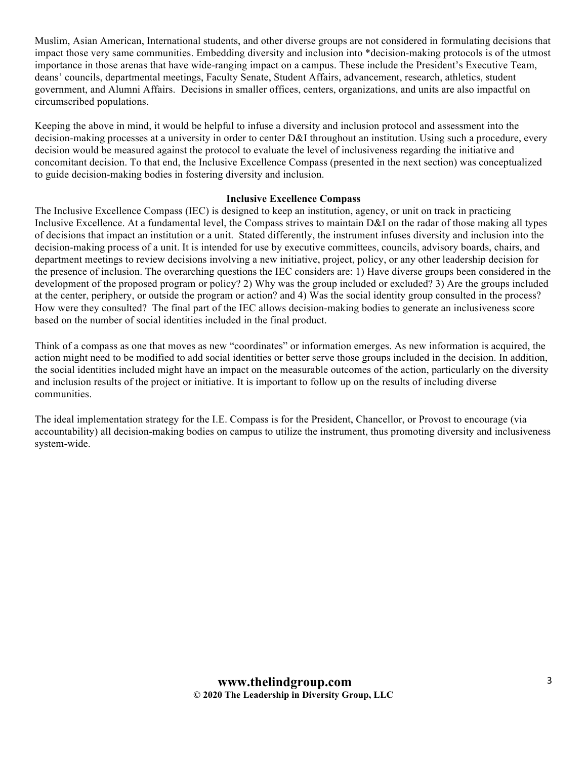Muslim, Asian American, International students, and other diverse groups are not considered in formulating decisions that impact those very same communities. Embedding diversity and inclusion into *decision-making protocols is of the utmost importance in those arenas that have wide-ranging impact on a campus. These include the President's Executive Team, deans' councils, departmental meetings, Faculty Senate, Student Affairs, advancement, research, athletics, student government, and Alumni Affairs. Decisions in smaller offices, centers, organizations, and units are also impactful on circumscribed populations.

Keeping the above in mind, it would be helpful to infuse a diversity and inclusion protocol and assessment into the decision-making processes at a university in order to center D&I throughout an institution. Using such a procedure, every decision would be measured against the protocol to evaluate the level of inclusiveness regarding the initiative and concomitant decision. To that end, the Inclusive Excellence Compass (presented in the next section) was conceptualized to guide decision-making bodies in fostering diversity and inclusion.

## Inclusive Excellence Compass

The Inclusive Excellence Compass (IEC) is designed to keep an institution, agency, or unit on track in practicing Inclusive Excellence. At a fundamental level, the Compass strives to maintain D&I on the radar of those making all types of decisions that impact an institution or a unit. Stated differently, the instrument infuses diversity and inclusion into the decision-making process of a unit. It is intended for use by executive committees, councils, advisory boards, chairs, and department meetings to review decisions involving a new initiative, project, policy, or any other leadership decision for the presence of inclusion. The overarching questions the IEC considers are: 1) Have diverse groups been considered in the development of the proposed program or policy? 2) Why was the group included or excluded? 3) Are the groups included at the center, periphery, or outside the program or action? and 4) Was the social identity group consulted in the process? How were they consulted? The final part of the IEC allows decision-making bodies to generate an inclusiveness score based on the number of social identities included in the final product.

Think of a compass as one that moves as new "coordinates" or information emerges. As new information is acquired, the action might need to be modified to add social identities or better serve those groups included in the decision. In addition, the social identities included might have an impact on the measurable outcomes of the action, particularly on the diversity and inclusion results of the project or initiative. It is important to follow up on the results of including diverse communities.

The ideal implementation strategy for the I.E. Compass is for the President, Chancellor, or Provost to encourage (via accountability) all decision-making bodies on campus to utilize the instrument, thus promoting diversity and inclusiveness system-wide.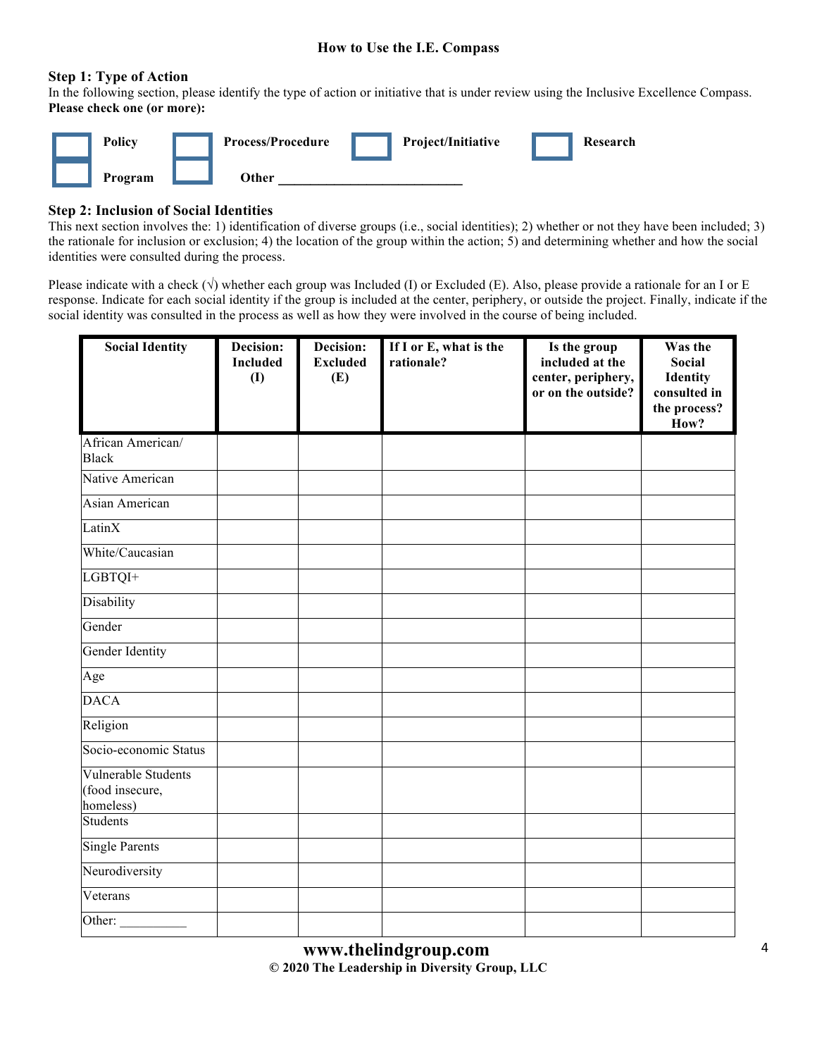## How to Use the I.E. Compass

### Step 1: Type of Action

In the following section, please identify the type of action or initiative that is under review using the Inclusive Excellence Compass. **Please check one (or more):**

- ☐ **Policy**
- ☐ **Process/Procedure**
- ☐ **Project/Initiative**
- ☐ **Research**
- ☐ **Program**
- ☐ **Other** ___________________________

### Step 2: Inclusion of Social Identities

This next section involves the: 1) identification of diverse groups (i.e., social identities); 2) whether or not they have been included; 3) the rationale for inclusion or exclusion; 4) the location of the group within the action; 5) and determining whether and how the social identities were consulted during the process.

Please indicate with a check (√) whether each group was Included (I) or Excluded (E). Also, please provide a rationale for an I or E response. Indicate for each social identity if the group is included at the center, periphery, or outside the project. Finally, indicate if the social identity was consulted in the process as well as how they were involved in the course of being included.

| Social Identity | Decision: Included (I) | Decision: Excluded (E) | If I or E, what is the rationale? | Is the group included at the center, periphery, or on the outside? | Was the Social Identity consulted in the process? How? |
|---|---|---|---|---|---|
| African American/ Black | | | | | |
| Native American | | | | | |
| Asian American | | | | | |
| LatinX | | | | | |
| White/Caucasian | | | | | |
| LGBTQI+ | | | | | |
| Disability | | | | | |
| Gender | | | | | |
| Gender Identity | | | | | |
| Age | | | | | |
| DACA | | | | | |
| Religion | | | | | |
| Socio-economic Status | | | | | |
| Vulnerable Students (food insecure, homeless) | | | | | |
| Students | | | | | |
| Single Parents | | | | | |
| Neurodiversity | | | | | |
| Veterans | | | | | |
| Other: __________ | | | | | |

**www.thelindgroup.com**
**© 2020 The Leadership in Diversity Group, LLC**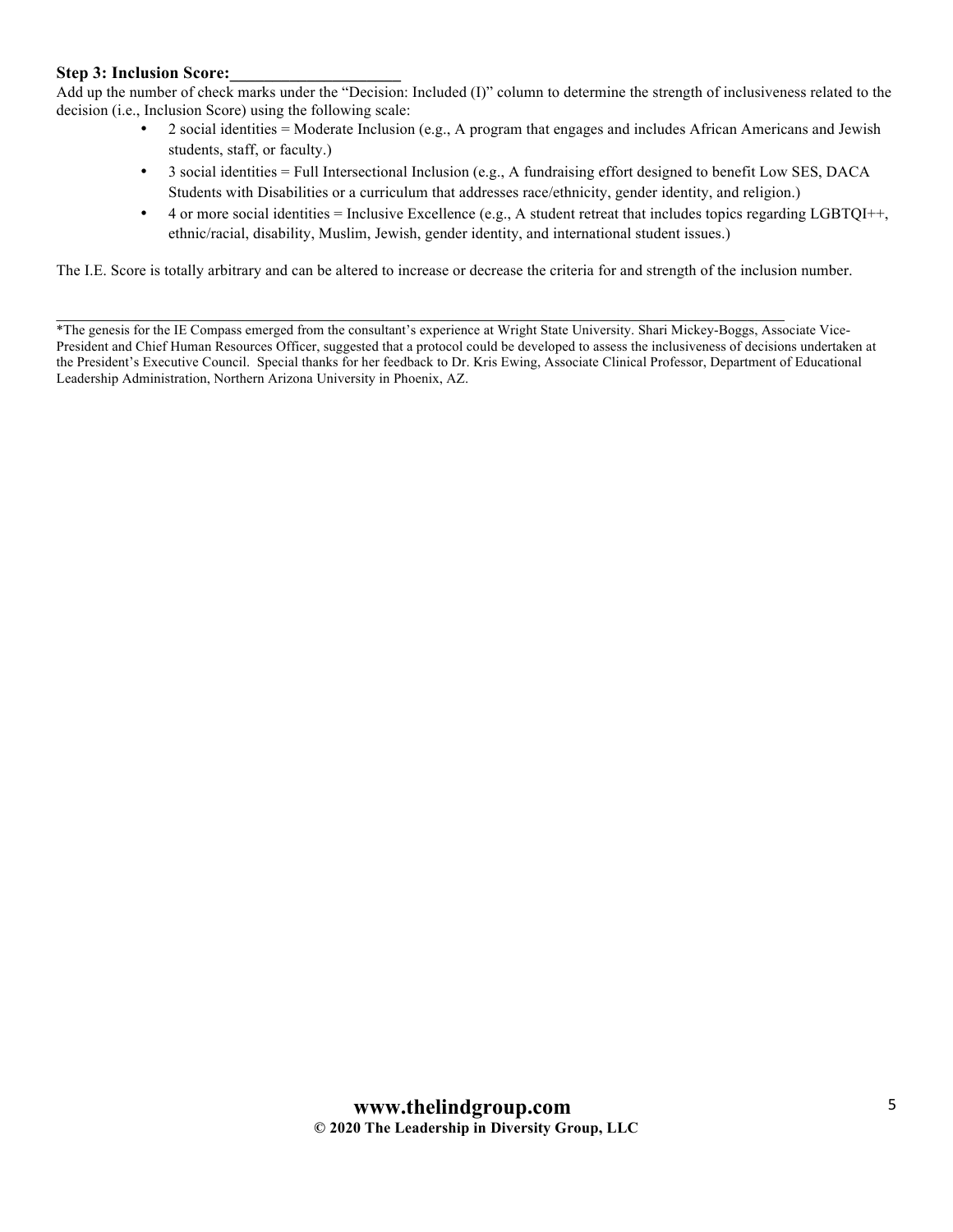**Step 3: Inclusion Score:____________________**

Add up the number of check marks under the "Decision: Included (I)" column to determine the strength of inclusiveness related to the decision (i.e., Inclusion Score) using the following scale:

- 2 social identities = Moderate Inclusion (e.g., A program that engages and includes African Americans and Jewish students, staff, or faculty.)
- 3 social identities = Full Intersectional Inclusion (e.g., A fundraising effort designed to benefit Low SES, DACA Students with Disabilities or a curriculum that addresses race/ethnicity, gender identity, and religion.)
- 4 or more social identities = Inclusive Excellence (e.g., A student retreat that includes topics regarding LGBTQI++, ethnic/racial, disability, Muslim, Jewish, gender identity, and international student issues.)

The I.E. Score is totally arbitrary and can be altered to increase or decrease the criteria for and strength of the inclusion number.

---

*The genesis for the IE Compass emerged from the consultant's experience at Wright State University. Shari Mickey-Boggs, Associate Vice-President and Chief Human Resources Officer, suggested that a protocol could be developed to assess the inclusiveness of decisions undertaken at the President's Executive Council. Special thanks for her feedback to Dr. Kris Ewing, Associate Clinical Professor, Department of Educational Leadership Administration, Northern Arizona University in Phoenix, AZ.